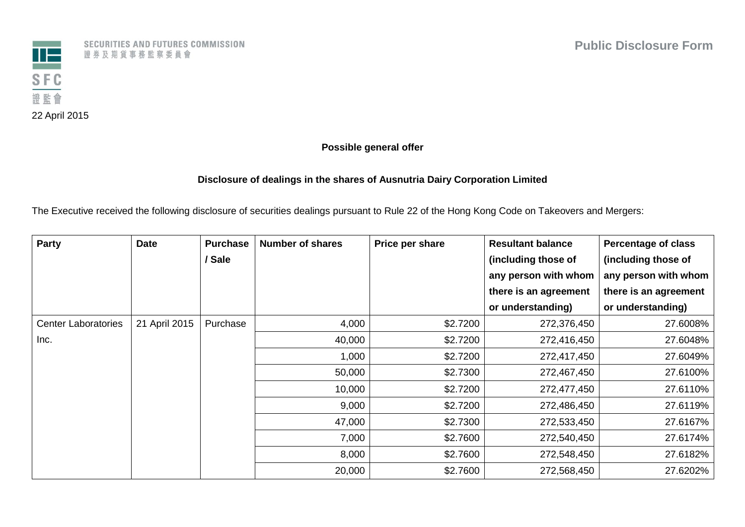SECURITIES AND FUTURES COMMISSION
證券及期貨事務監察委員會

SFC
證監會

**Public Disclosure Form**

22 April 2015

**Possible general offer**

**Disclosure of dealings in the shares of Ausnutria Dairy Corporation Limited**

The Executive received the following disclosure of securities dealings pursuant to Rule 22 of the Hong Kong Code on Takeovers and Mergers:

| Party | Date | Purchase / Sale | Number of shares | Price per share | Resultant balance (including those of any person with whom there is an agreement or understanding) | Percentage of class (including those of any person with whom there is an agreement or understanding) |
|---|---|---|---|---|---|---|
| Center Laboratories Inc. | 21 April 2015 | Purchase | 4,000 | $2.7200 | 272,376,450 | 27.6008% |
| | | | 40,000 | $2.7200 | 272,416,450 | 27.6048% |
| | | | 1,000 | $2.7200 | 272,417,450 | 27.6049% |
| | | | 50,000 | $2.7300 | 272,467,450 | 27.6100% |
| | | | 10,000 | $2.7200 | 272,477,450 | 27.6110% |
| | | | 9,000 | $2.7200 | 272,486,450 | 27.6119% |
| | | | 47,000 | $2.7300 | 272,533,450 | 27.6167% |
| | | | 7,000 | $2.7600 | 272,540,450 | 27.6174% |
| | | | 8,000 | $2.7600 | 272,548,450 | 27.6182% |
| | | | 20,000 | $2.7600 | 272,568,450 | 27.6202% |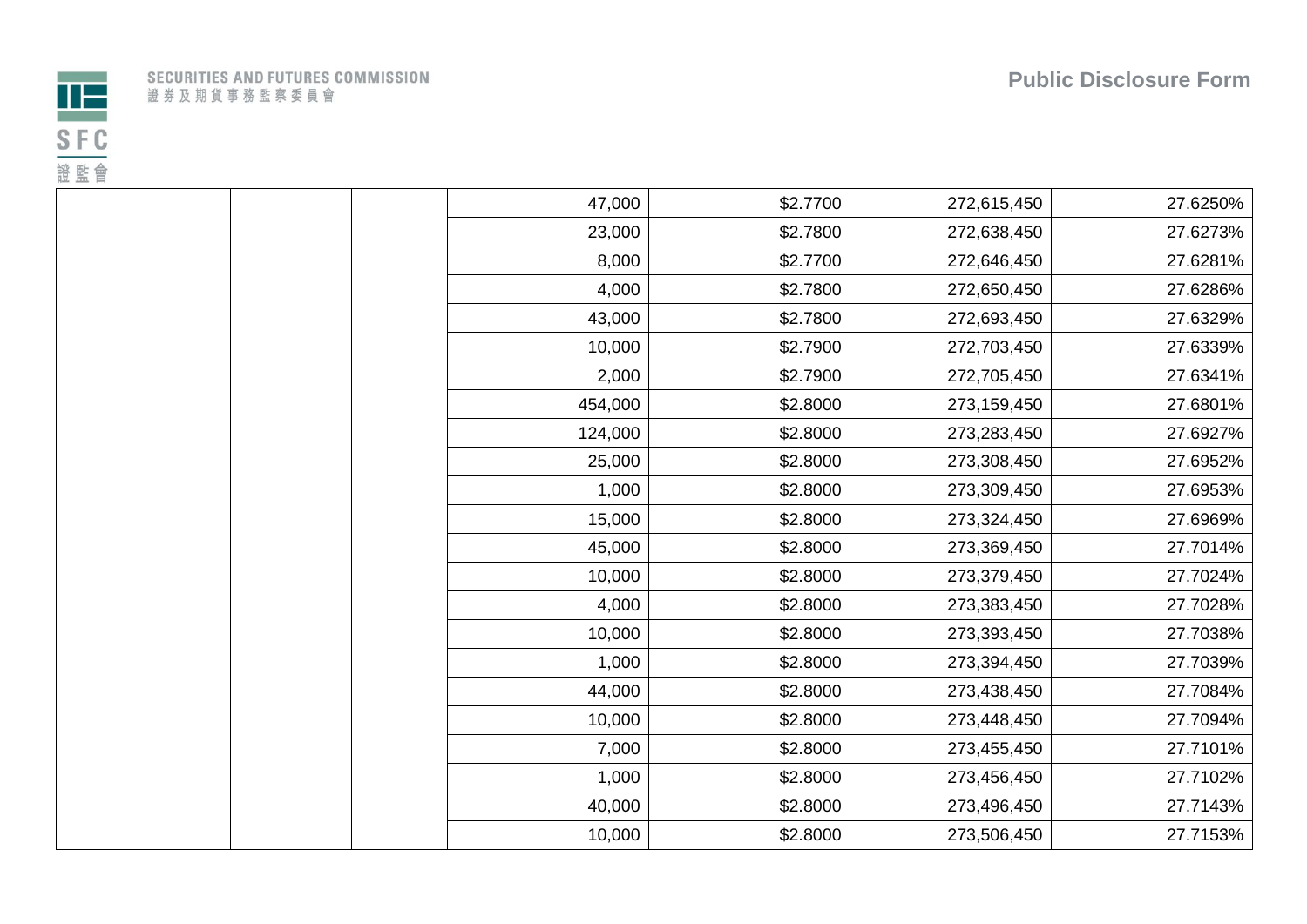| | | | | | | |
|---|---|---|---|---|---|---|
| | | | 47,000 | $2.7700 | 272,615,450 | 27.6250% |
| | | | 23,000 | $2.7800 | 272,638,450 | 27.6273% |
| | | | 8,000 | $2.7700 | 272,646,450 | 27.6281% |
| | | | 4,000 | $2.7800 | 272,650,450 | 27.6286% |
| | | | 43,000 | $2.7800 | 272,693,450 | 27.6329% |
| | | | 10,000 | $2.7900 | 272,703,450 | 27.6339% |
| | | | 2,000 | $2.7900 | 272,705,450 | 27.6341% |
| | | | 454,000 | $2.8000 | 273,159,450 | 27.6801% |
| | | | 124,000 | $2.8000 | 273,283,450 | 27.6927% |
| | | | 25,000 | $2.8000 | 273,308,450 | 27.6952% |
| | | | 1,000 | $2.8000 | 273,309,450 | 27.6953% |
| | | | 15,000 | $2.8000 | 273,324,450 | 27.6969% |
| | | | 45,000 | $2.8000 | 273,369,450 | 27.7014% |
| | | | 10,000 | $2.8000 | 273,379,450 | 27.7024% |
| | | | 4,000 | $2.8000 | 273,383,450 | 27.7028% |
| | | | 10,000 | $2.8000 | 273,393,450 | 27.7038% |
| | | | 1,000 | $2.8000 | 273,394,450 | 27.7039% |
| | | | 44,000 | $2.8000 | 273,438,450 | 27.7084% |
| | | | 10,000 | $2.8000 | 273,448,450 | 27.7094% |
| | | | 7,000 | $2.8000 | 273,455,450 | 27.7101% |
| | | | 1,000 | $2.8000 | 273,456,450 | 27.7102% |
| | | | 40,000 | $2.8000 | 273,496,450 | 27.7143% |
| | | | 10,000 | $2.8000 | 273,506,450 | 27.7153% |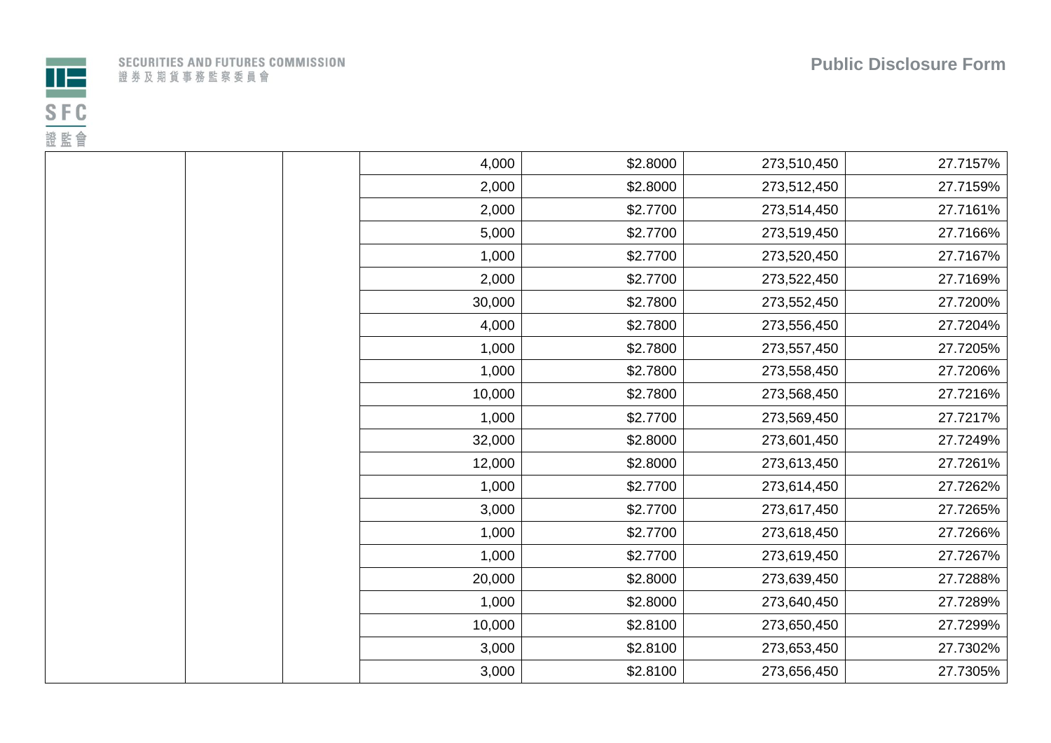| | | | | | | |
|---|---|---|---|---|---|---|
| | | | 4,000 | $2.8000 | 273,510,450 | 27.7157% |
| | | | 2,000 | $2.8000 | 273,512,450 | 27.7159% |
| | | | 2,000 | $2.7700 | 273,514,450 | 27.7161% |
| | | | 5,000 | $2.7700 | 273,519,450 | 27.7166% |
| | | | 1,000 | $2.7700 | 273,520,450 | 27.7167% |
| | | | 2,000 | $2.7700 | 273,522,450 | 27.7169% |
| | | | 30,000 | $2.7800 | 273,552,450 | 27.7200% |
| | | | 4,000 | $2.7800 | 273,556,450 | 27.7204% |
| | | | 1,000 | $2.7800 | 273,557,450 | 27.7205% |
| | | | 1,000 | $2.7800 | 273,558,450 | 27.7206% |
| | | | 10,000 | $2.7800 | 273,568,450 | 27.7216% |
| | | | 1,000 | $2.7700 | 273,569,450 | 27.7217% |
| | | | 32,000 | $2.8000 | 273,601,450 | 27.7249% |
| | | | 12,000 | $2.8000 | 273,613,450 | 27.7261% |
| | | | 1,000 | $2.7700 | 273,614,450 | 27.7262% |
| | | | 3,000 | $2.7700 | 273,617,450 | 27.7265% |
| | | | 1,000 | $2.7700 | 273,618,450 | 27.7266% |
| | | | 1,000 | $2.7700 | 273,619,450 | 27.7267% |
| | | | 20,000 | $2.8000 | 273,639,450 | 27.7288% |
| | | | 1,000 | $2.8000 | 273,640,450 | 27.7289% |
| | | | 10,000 | $2.8100 | 273,650,450 | 27.7299% |
| | | | 3,000 | $2.8100 | 273,653,450 | 27.7302% |
| | | | 3,000 | $2.8100 | 273,656,450 | 27.7305% |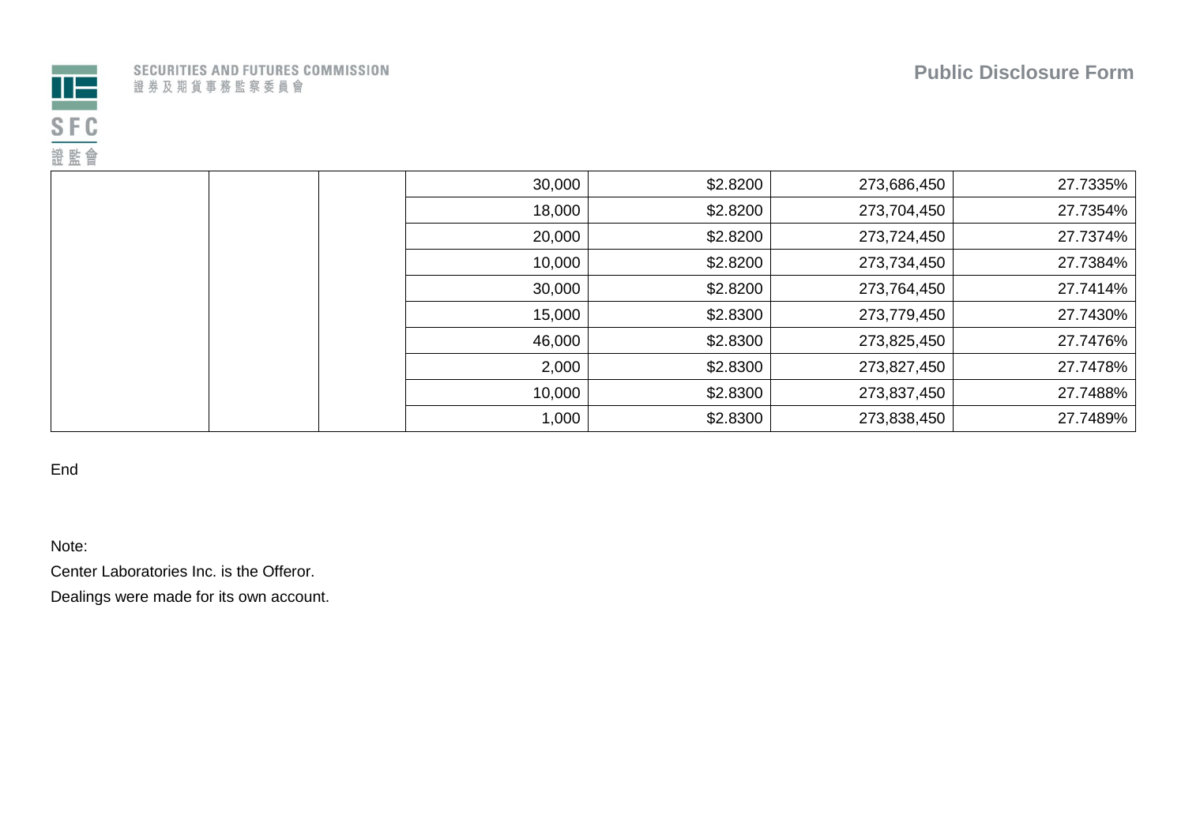| | | | | | | |
|---|---|---|---|---|---|---|
| | | | 30,000 | $2.8200 | 273,686,450 | 27.7335% |
| | | | 18,000 | $2.8200 | 273,704,450 | 27.7354% |
| | | | 20,000 | $2.8200 | 273,724,450 | 27.7374% |
| | | | 10,000 | $2.8200 | 273,734,450 | 27.7384% |
| | | | 30,000 | $2.8200 | 273,764,450 | 27.7414% |
| | | | 15,000 | $2.8300 | 273,779,450 | 27.7430% |
| | | | 46,000 | $2.8300 | 273,825,450 | 27.7476% |
| | | | 2,000 | $2.8300 | 273,827,450 | 27.7478% |
| | | | 10,000 | $2.8300 | 273,837,450 | 27.7488% |
| | | | 1,000 | $2.8300 | 273,838,450 | 27.7489% |

End

Note:

Center Laboratories Inc. is the Offeror.

Dealings were made for its own account.